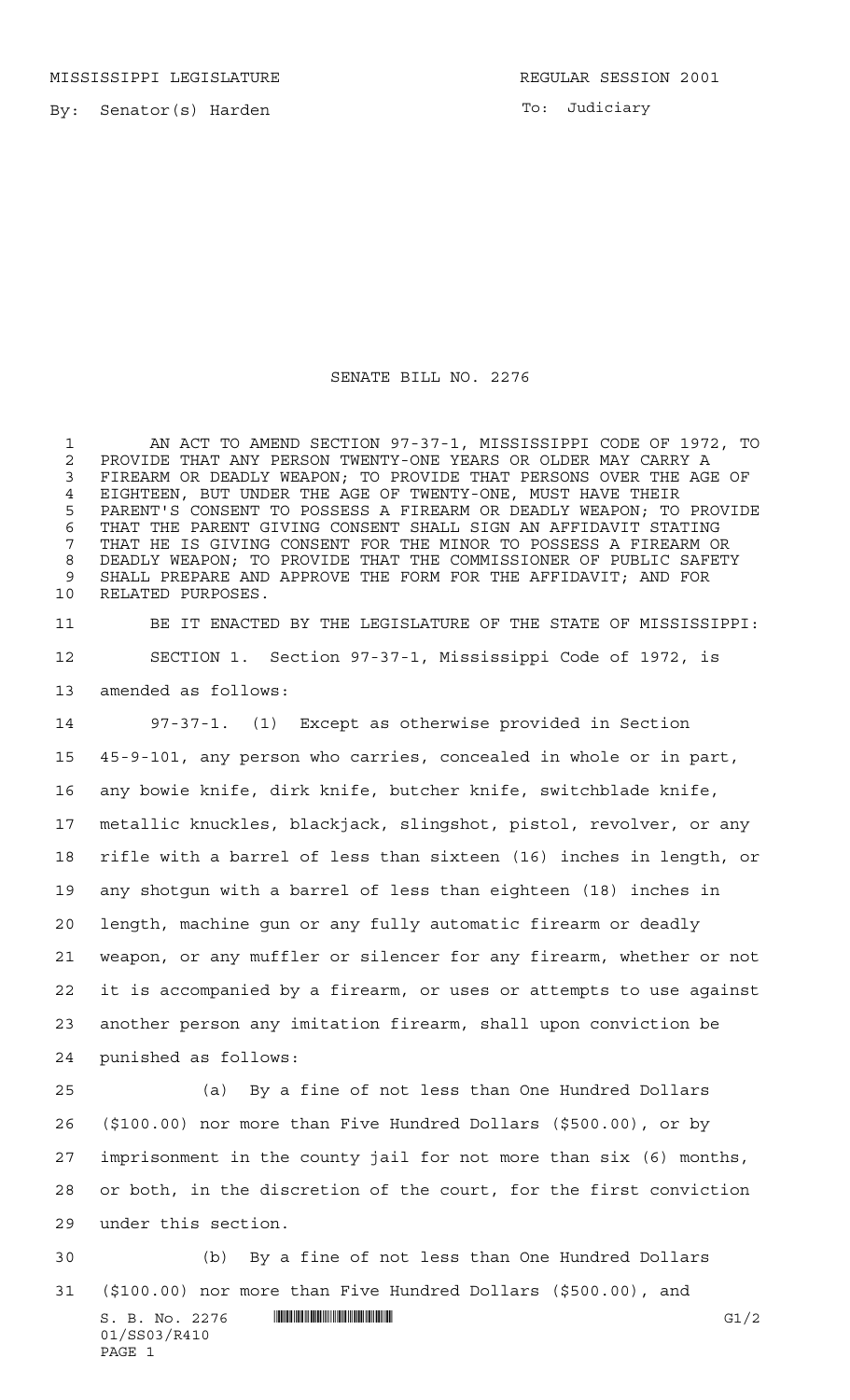MISSISSIPPI LEGISLATURE REGULAR SESSION 2001

By: Senator(s) Harden

To: Judiciary

# SENATE BILL NO. 2276

AN ACT TO AMEND SECTION 97-37-1, MISSISSIPPI CODE OF 1972, TO PROVIDE THAT ANY PERSON TWENTY-ONE YEARS OR OLDER MAY CARRY A FIREARM OR DEADLY WEAPON; TO PROVIDE THAT PERSONS OVER THE AGE OF EIGHTEEN, BUT UNDER THE AGE OF TWENTY-ONE, MUST HAVE THEIR PARENT'S CONSENT TO POSSESS A FIREARM OR DEADLY WEAPON; TO PROVIDE THAT THE PARENT GIVING CONSENT SHALL SIGN AN AFFIDAVIT STATING THAT HE IS GIVING CONSENT FOR THE MINOR TO POSSESS A FIREARM OR DEADLY WEAPON; TO PROVIDE THAT THE COMMISSIONER OF PUBLIC SAFETY SHALL PREPARE AND APPROVE THE FORM FOR THE AFFIDAVIT; AND FOR RELATED PURPOSES.

BE IT ENACTED BY THE LEGISLATURE OF THE STATE OF MISSISSIPPI:

SECTION 1. Section 97-37-1, Mississippi Code of 1972, is amended as follows:

97-37-1. (1) Except as otherwise provided in Section 45-9-101, any person who carries, concealed in whole or in part, any bowie knife, dirk knife, butcher knife, switchblade knife, metallic knuckles, blackjack, slingshot, pistol, revolver, or any rifle with a barrel of less than sixteen (16) inches in length, or any shotgun with a barrel of less than eighteen (18) inches in length, machine gun or any fully automatic firearm or deadly weapon, or any muffler or silencer for any firearm, whether or not it is accompanied by a firearm, or uses or attempts to use against another person any imitation firearm, shall upon conviction be punished as follows:

(a) By a fine of not less than One Hundred Dollars ($100.00) nor more than Five Hundred Dollars ($500.00), or by imprisonment in the county jail for not more than six (6) months, or both, in the discretion of the court, for the first conviction under this section.

(b) By a fine of not less than One Hundred Dollars ($100.00) nor more than Five Hundred Dollars ($500.00), and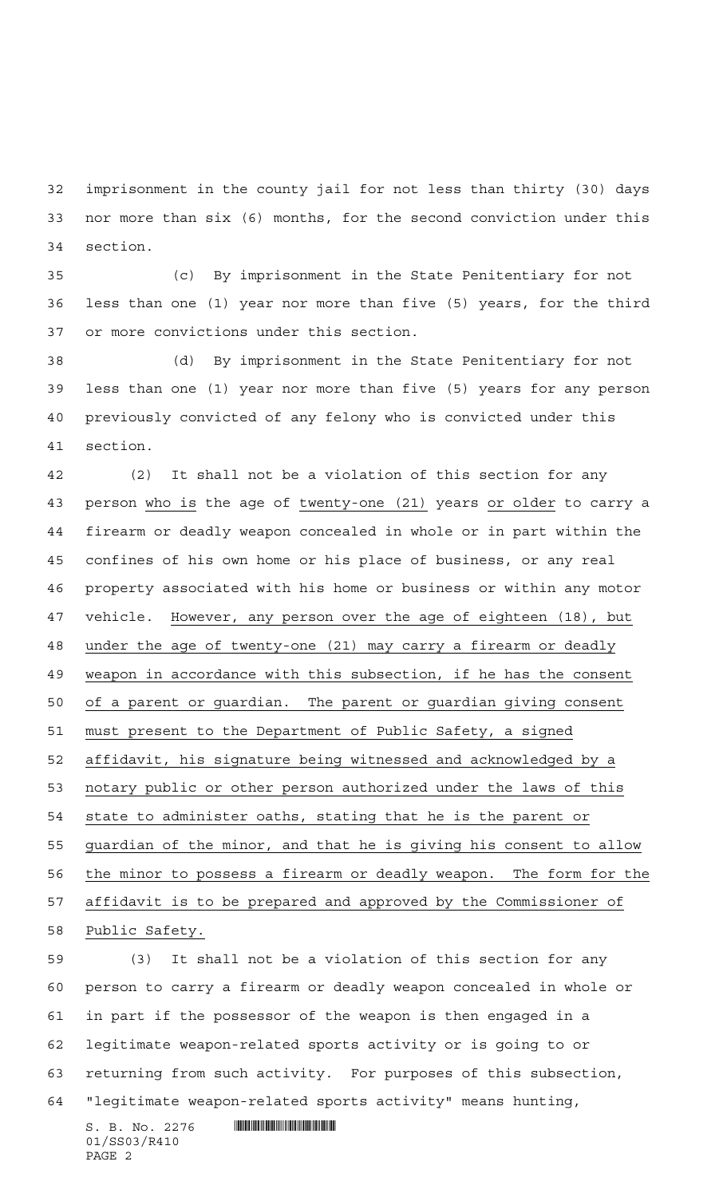imprisonment in the county jail for not less than thirty (30) days nor more than six (6) months, for the second conviction under this section.

(c) By imprisonment in the State Penitentiary for not less than one (1) year nor more than five (5) years, for the third or more convictions under this section.

(d) By imprisonment in the State Penitentiary for not less than one (1) year nor more than five (5) years for any person previously convicted of any felony who is convicted under this section.

(2) It shall not be a violation of this section for any person who is the age of twenty-one (21) years or older to carry a firearm or deadly weapon concealed in whole or in part within the confines of his own home or his place of business, or any real property associated with his home or business or within any motor vehicle. However, any person over the age of eighteen (18), but under the age of twenty-one (21) may carry a firearm or deadly weapon in accordance with this subsection, if he has the consent of a parent or guardian. The parent or guardian giving consent must present to the Department of Public Safety, a signed affidavit, his signature being witnessed and acknowledged by a notary public or other person authorized under the laws of this state to administer oaths, stating that he is the parent or guardian of the minor, and that he is giving his consent to allow the minor to possess a firearm or deadly weapon. The form for the affidavit is to be prepared and approved by the Commissioner of Public Safety.

(3) It shall not be a violation of this section for any person to carry a firearm or deadly weapon concealed in whole or in part if the possessor of the weapon is then engaged in a legitimate weapon-related sports activity or is going to or returning from such activity. For purposes of this subsection, "legitimate weapon-related sports activity" means hunting,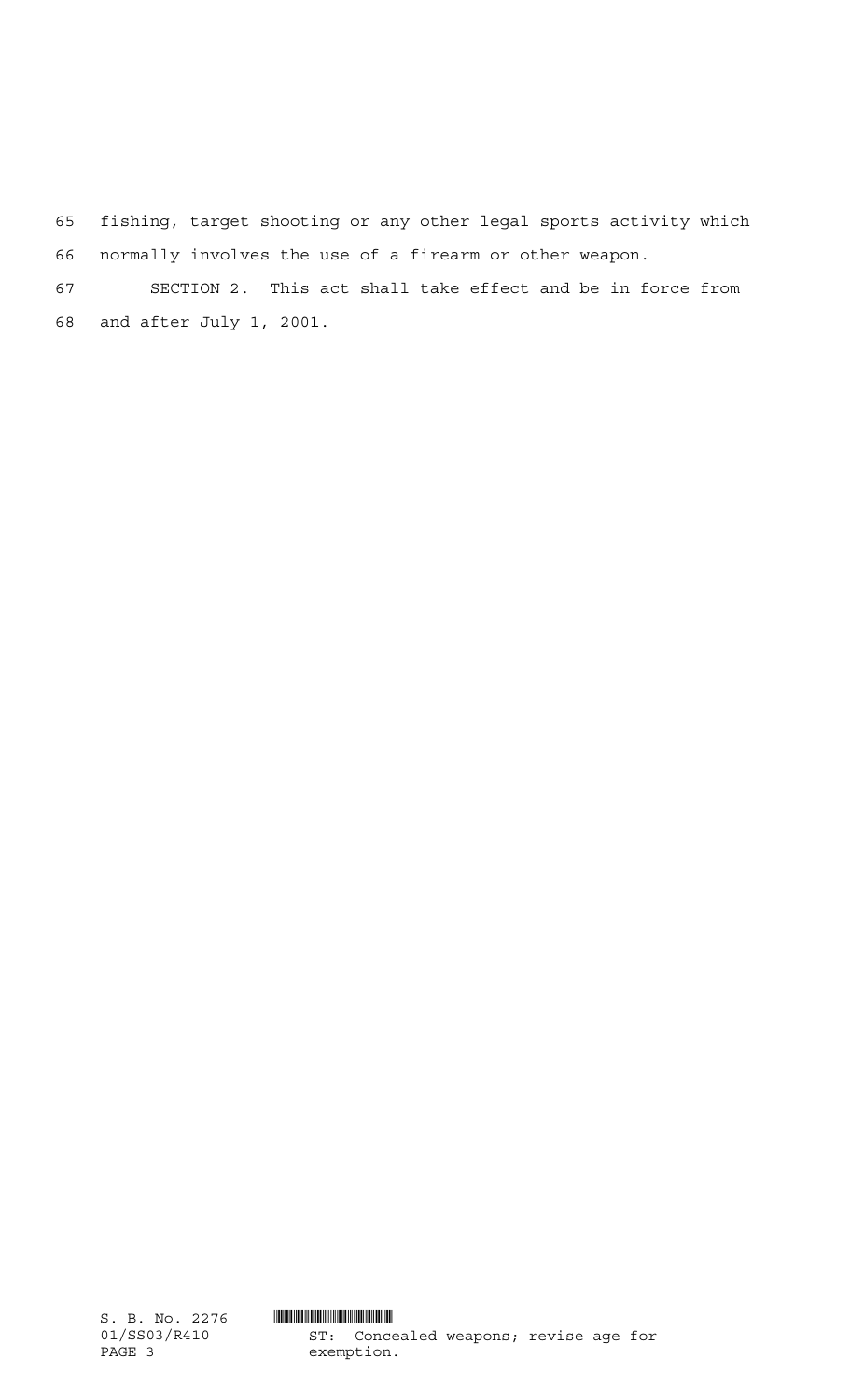fishing, target shooting or any other legal sports activity which normally involves the use of a firearm or other weapon.

SECTION 2. This act shall take effect and be in force from and after July 1, 2001.